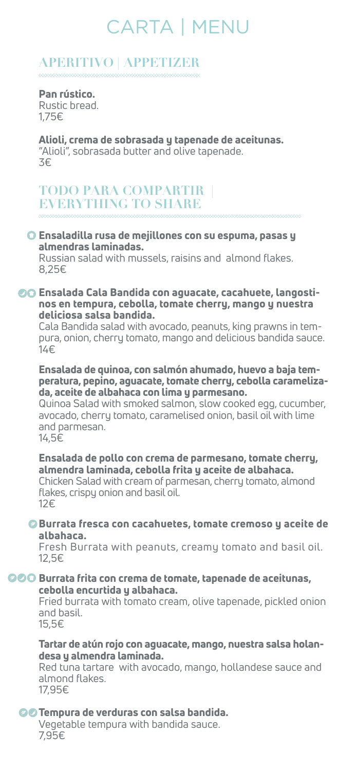# CARTA | MENU

## APERITIVO | APPETIZER

**Pan rústico.**
Rustic bread.
1,75€

**Alioli, crema de sobrasada y tapenade de aceitunas.**
"Alioli", sobrasada butter and olive tapenade.
3€

## TODO PARA COMPARTIR | EVERYTHING TO SHARE

**Ensaladilla rusa de mejillones con su espuma, pasas y almendras laminadas.**
Russian salad with mussels, raisins and almond flakes.
8,25€

**Ensalada Cala Bandida con aguacate, cacahuete, langostinos en tempura, cebolla, tomate cherry, mango y nuestra deliciosa salsa bandida.**
Cala Bandida salad with avocado, peanuts, king prawns in tempura, onion, cherry tomato, mango and delicious bandida sauce.
14€

**Ensalada de quinoa, con salmón ahumado, huevo a baja temperatura, pepino, aguacate, tomate cherry, cebolla caramelizada, aceite de albahaca con lima y parmesano.**
Quinoa Salad with smoked salmon, slow cooked egg, cucumber, avocado, cherry tomato, caramelised onion, basil oil with lime and parmesan.
14,5€

**Ensalada de pollo con crema de parmesano, tomate cherry, almendra laminada, cebolla frita y aceite de albahaca.**
Chicken Salad with cream of parmesan, cherry tomato, almond flakes, crispy onion and basil oil.
12€

**Burrata fresca con cacahuetes, tomate cremoso y aceite de albahaca.**
Fresh Burrata with peanuts, creamy tomato and basil oil.
12,5€

**Burrata frita con crema de tomate, tapenade de aceitunas, cebolla encurtida y albahaca.**
Fried burrata with tomato cream, olive tapenade, pickled onion and basil.
15,5€

**Tartar de atún rojo con aguacate, mango, nuestra salsa holandesa y almendra laminada.**
Red tuna tartare with avocado, mango, hollandese sauce and almond flakes.
17,95€

**Tempura de verduras con salsa bandida.**
Vegetable tempura with bandida sauce.
7,95€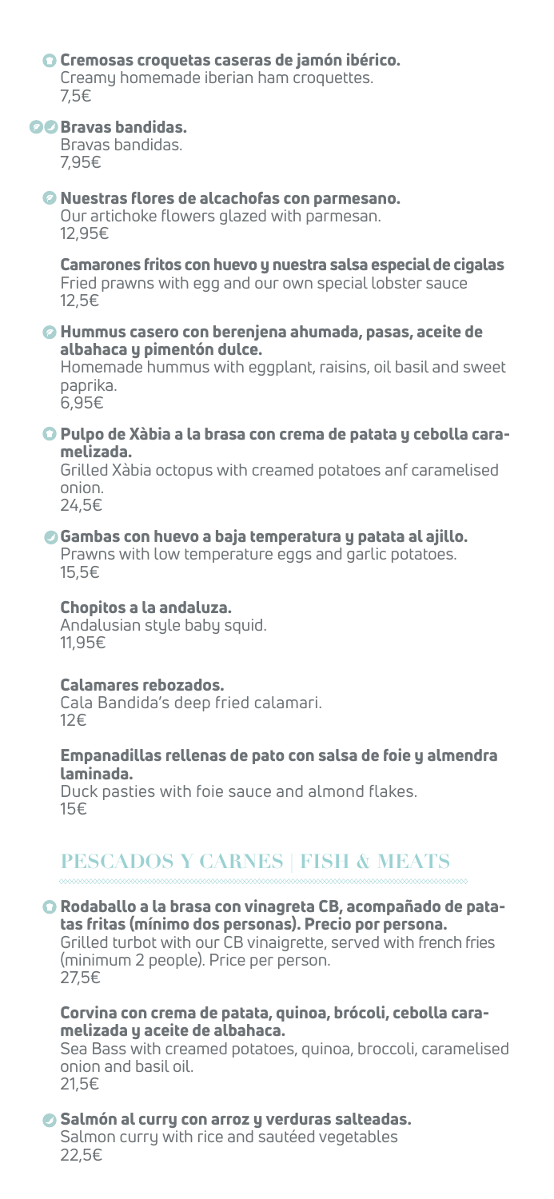**Cremosas croquetas caseras de jamón ibérico.**
Creamy homemade iberian ham croquettes.
7,5€

**Bravas bandidas.**
Bravas bandidas.
7,95€

**Nuestras flores de alcachofas con parmesano.**
Our artichoke flowers glazed with parmesan.
12,95€

**Camarones fritos con huevo y nuestra salsa especial de cigalas**
Fried prawns with egg and our own special lobster sauce
12,5€

**Hummus casero con berenjena ahumada, pasas, aceite de albahaca y pimentón dulce.**
Homemade hummus with eggplant, raisins, oil basil and sweet paprika.
6,95€

**Pulpo de Xàbia a la brasa con crema de patata y cebolla caramelizada.**
Grilled Xàbia octopus with creamed potatoes anf caramelised onion.
24,5€

**Gambas con huevo a baja temperatura y patata al ajillo.**
Prawns with low temperature eggs and garlic potatoes.
15,5€

**Chopitos a la andaluza.**
Andalusian style baby squid.
11,95€

**Calamares rebozados.**
Cala Bandida's deep fried calamari.
12€

**Empanadillas rellenas de pato con salsa de foie y almendra laminada.**
Duck pasties with foie sauce and almond flakes.
15€

## PESCADOS Y CARNES | FISH & MEATS

**Rodaballo a la brasa con vinagreta CB, acompañado de patatas fritas (mínimo dos personas). Precio por persona.**
Grilled turbot with our CB vinaigrette, served with french fries (minimum 2 people). Price per person.
27,5€

**Corvina con crema de patata, quinoa, brócoli, cebolla caramelizada y aceite de albahaca.**
Sea Bass with creamed potatoes, quinoa, broccoli, caramelised onion and basil oil.
21,5€

**Salmón al curry con arroz y verduras salteadas.**
Salmon curry with rice and sautéed vegetables
22,5€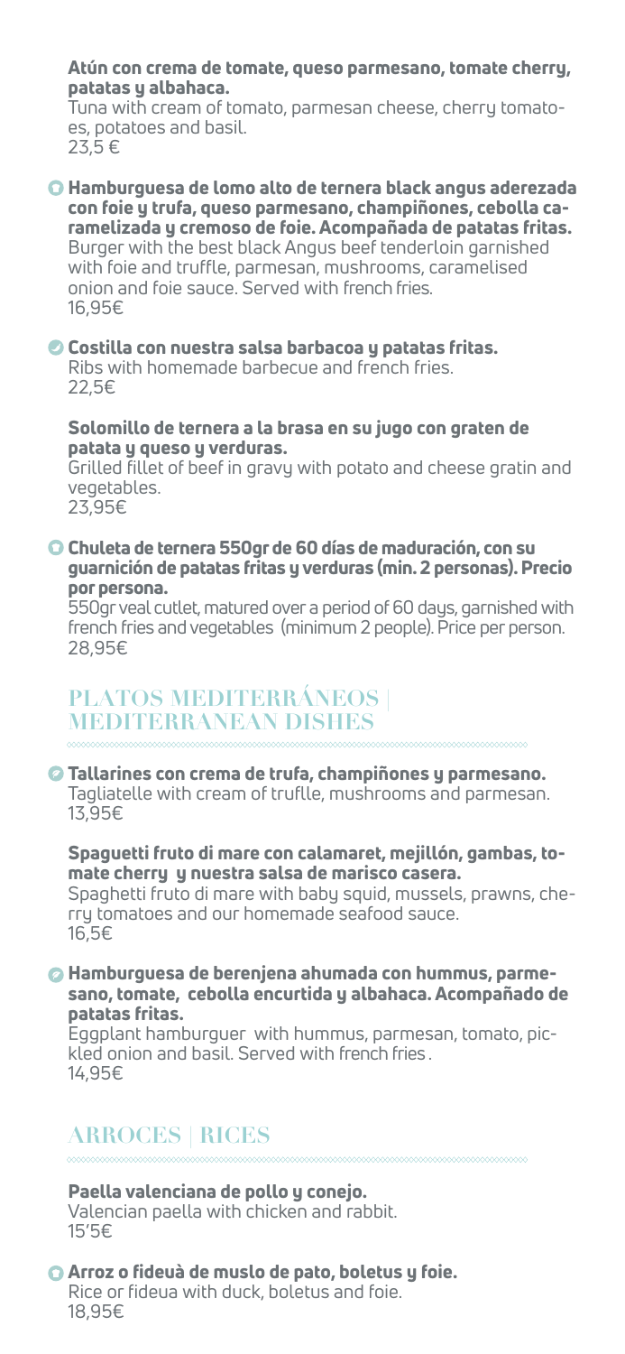**Atún con crema de tomate, queso parmesano, tomate cherry, patatas y albahaca.**
Tuna with cream of tomato, parmesan cheese, cherry tomatoes, potatoes and basil.
23,5 €

**Hamburguesa de lomo alto de ternera black angus aderezada con foie y trufa, queso parmesano, champiñones, cebolla caramelizada y cremoso de foie. Acompañada de patatas fritas.**
Burger with the best black Angus beef tenderloin garnished with foie and truffle, parmesan, mushrooms, caramelised onion and foie sauce. Served with french fries.
16,95€

**Costilla con nuestra salsa barbacoa y patatas fritas.**
Ribs with homemade barbecue and french fries.
22,5€

**Solomillo de ternera a la brasa en su jugo con graten de patata y queso y verduras.**
Grilled fillet of beef in gravy with potato and cheese gratin and vegetables.
23,95€

**Chuleta de ternera 550gr de 60 días de maduración, con su guarnición de patatas fritas y verduras (min. 2 personas). Precio por persona.**
550gr veal cutlet, matured over a period of 60 days, garnished with french fries and vegetables (minimum 2 people). Price per person.
28,95€

## PLATOS MEDITERRÁNEOS | MEDITERRANEAN DISHES

**Tallarines con crema de trufa, champiñones y parmesano.**
Tagliatelle with cream of truflle, mushrooms and parmesan.
13,95€

**Spaguetti fruto di mare con calamaret, mejillón, gambas, tomate cherry y nuestra salsa de marisco casera.**
Spaghetti fruto di mare with baby squid, mussels, prawns, cherry tomatoes and our homemade seafood sauce.
16,5€

**Hamburguesa de berenjena ahumada con hummus, parmesano, tomate, cebolla encurtida y albahaca. Acompañado de patatas fritas.**
Eggplant hamburguer with hummus, parmesan, tomato, pickled onion and basil. Served with french fries.
14,95€

## ARROCES | RICES

**Paella valenciana de pollo y conejo.**
Valencian paella with chicken and rabbit.
15'5€

**Arroz o fideuà de muslo de pato, boletus y foie.**
Rice or fideua with duck, boletus and foie.
18,95€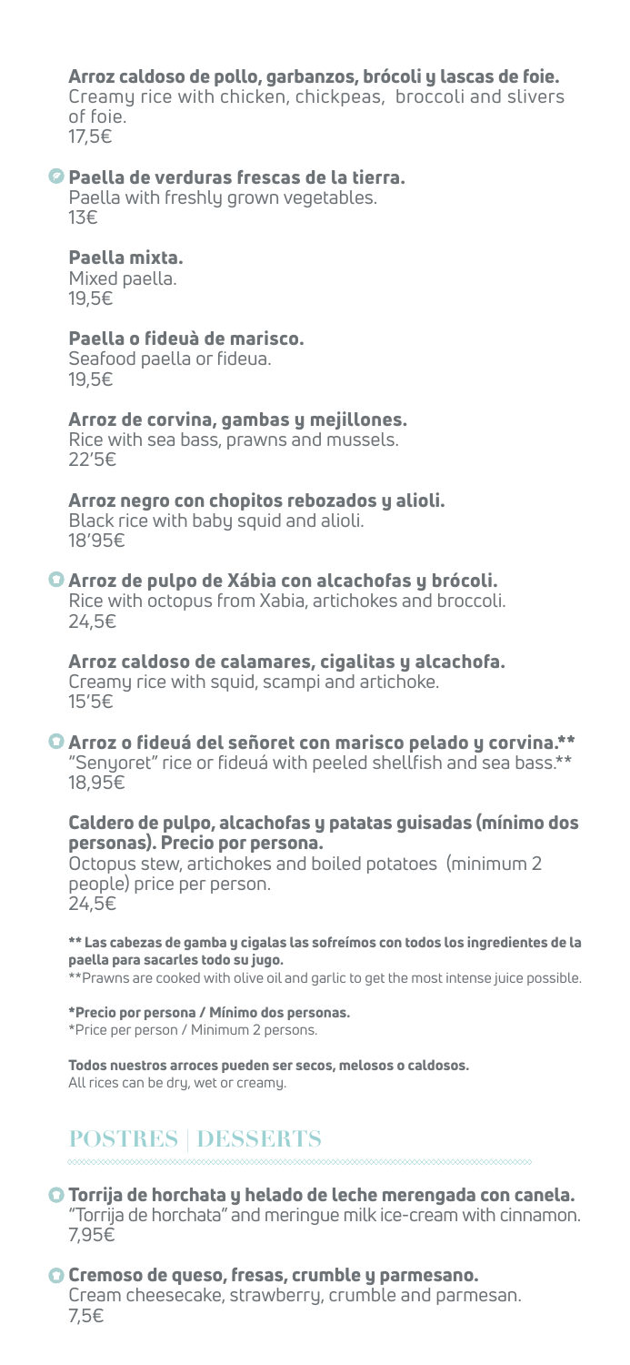**Arroz caldoso de pollo, garbanzos, brócoli y lascas de foie.**
Creamy rice with chicken, chickpeas, broccoli and slivers of foie.
17,5€

**Paella de verduras frescas de la tierra.**
Paella with freshly grown vegetables.
13€

**Paella mixta.**
Mixed paella.
19,5€

**Paella o fideuà de marisco.**
Seafood paella or fideua.
19,5€

**Arroz de corvina, gambas y mejillones.**
Rice with sea bass, prawns and mussels.
22'5€

**Arroz negro con chopitos rebozados y alioli.**
Black rice with baby squid and alioli.
18'95€

**Arroz de pulpo de Xábia con alcachofas y brócoli.**
Rice with octopus from Xabia, artichokes and broccoli.
24,5€

**Arroz caldoso de calamares, cigalitas y alcachofa.**
Creamy rice with squid, scampi and artichoke.
15'5€

**Arroz o fideuá del señoret con marisco pelado y corvina.****
"Senyoret" rice or fideuá with peeled shellfish and sea bass.**
18,95€

**Caldero de pulpo, alcachofas y patatas guisadas (mínimo dos personas). Precio por persona.**
Octopus stew, artichokes and boiled potatoes (minimum 2 people) price per person.
24,5€

**** Las cabezas de gamba y cigalas las sofreímos con todos los ingredientes de la paella para sacarles todo su jugo.**
**Prawns are cooked with olive oil and garlic to get the most intense juice possible.

***Precio por persona / Mínimo dos personas.**
*Price per person / Minimum 2 persons.

**Todos nuestros arroces pueden ser secos, melosos o caldosos.**
All rices can be dry, wet or creamy.

## POSTRES | DESSERTS

**Torrija de horchata y helado de leche merengada con canela.**
"Torrija de horchata" and meringue milk ice-cream with cinnamon.
7,95€

**Cremoso de queso, fresas, crumble y parmesano.**
Cream cheesecake, strawberry, crumble and parmesan.
7,5€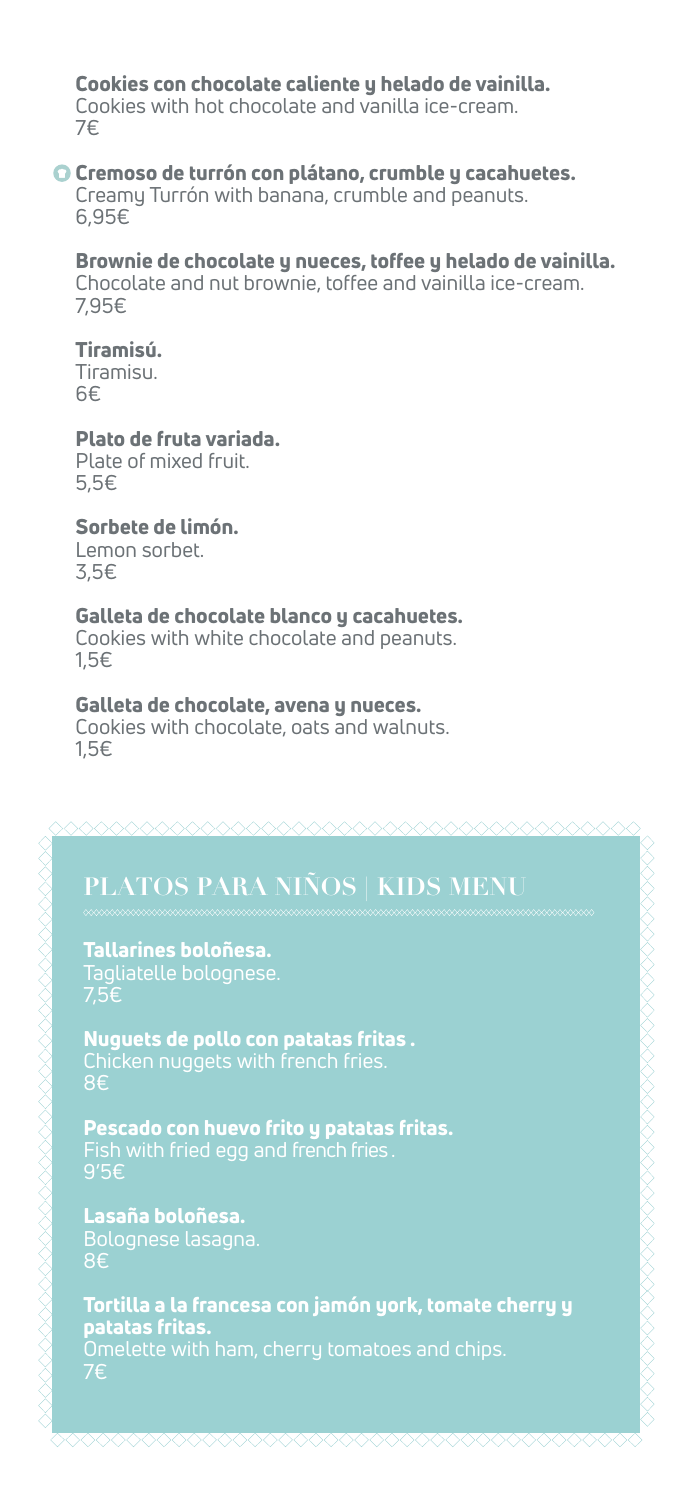**Cookies con chocolate caliente y helado de vainilla.**
Cookies with hot chocolate and vanilla ice-cream.
7€

**Cremoso de turrón con plátano, crumble y cacahuetes.**
Creamy Turrón with banana, crumble and peanuts.
6,95€

**Brownie de chocolate y nueces, toffee y helado de vainilla.**
Chocolate and nut brownie, toffee and vainilla ice-cream.
7,95€

**Tiramisú.**
Tiramisu.
6€

**Plato de fruta variada.**
Plate of mixed fruit.
5,5€

**Sorbete de limón.**
Lemon sorbet.
3,5€

**Galleta de chocolate blanco y cacahuetes.**
Cookies with white chocolate and peanuts.
1,5€

**Galleta de chocolate, avena y nueces.**
Cookies with chocolate, oats and walnuts.
1,5€

## PLATOS PARA NIÑOS | KIDS MENU

**Tallarines boloñesa.**
Tagliatelle bolognese.
7,5€

**Nuguets de pollo con patatas fritas .**
Chicken nuggets with french fries.
8€

**Pescado con huevo frito y patatas fritas.**
Fish with fried egg and french fries .
9'5€

**Lasaña boloñesa.**
Bolognese lasagna.
8€

**Tortilla a la francesa con jamón york, tomate cherry y patatas fritas.**
Omelette with ham, cherry tomatoes and chips.
7€